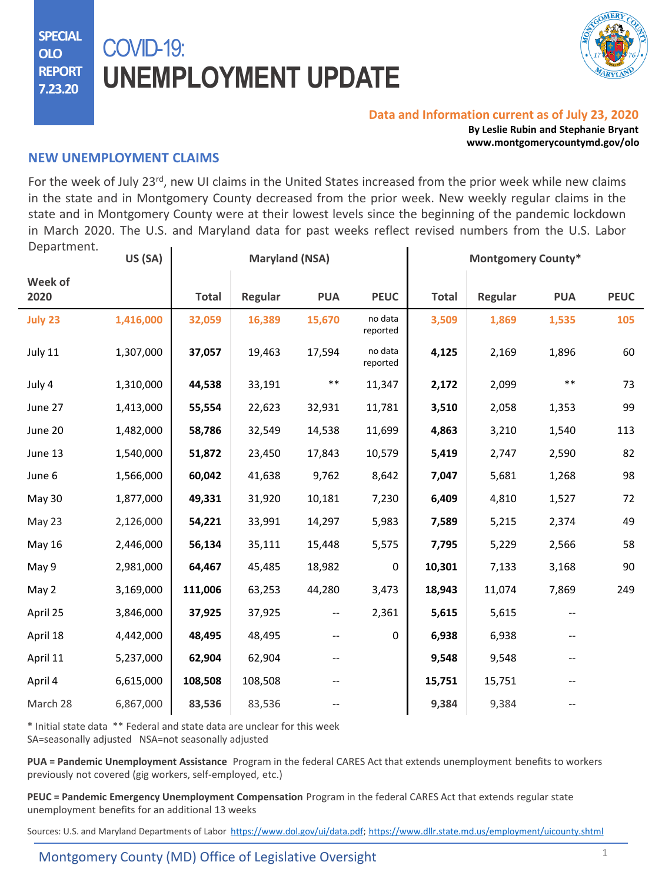SPECIAL OLO REPORT 7.23.20

# COVID-19: UNEMPLOYMENT UPDATE

**Data and Information current as of July 23, 2020**

**By Leslie Rubin and Stephanie Bryant**
**www.montgomerycountymd.gov/olo**

## NEW UNEMPLOYMENT CLAIMS

For the week of July 23rd, new UI claims in the United States increased from the prior week while new claims in the state and in Montgomery County decreased from the prior week. New weekly regular claims in the state and in Montgomery County were at their lowest levels since the beginning of the pandemic lockdown in March 2020. The U.S. and Maryland data for past weeks reflect revised numbers from the U.S. Labor Department.

| | US (SA) | Maryland (NSA) | | | | Montgomery County* | | | |
|---|---|---|---|---|---|---|---|---|---|
| **Week of 2020** | | **Total** | **Regular** | **PUA** | **PEUC** | **Total** | **Regular** | **PUA** | **PEUC** |
| **July 23** | **1,416,000** | **32,059** | **16,389** | **15,670** | no data reported | **3,509** | **1,869** | **1,535** | **105** |
| July 11 | 1,307,000 | **37,057** | 19,463 | 17,594 | no data reported | **4,125** | 2,169 | 1,896 | 60 |
| July 4 | 1,310,000 | **44,538** | 33,191 | ** | 11,347 | **2,172** | 2,099 | ** | 73 |
| June 27 | 1,413,000 | **55,554** | 22,623 | 32,931 | 11,781 | **3,510** | 2,058 | 1,353 | 99 |
| June 20 | 1,482,000 | **58,786** | 32,549 | 14,538 | 11,699 | **4,863** | 3,210 | 1,540 | 113 |
| June 13 | 1,540,000 | **51,872** | 23,450 | 17,843 | 10,579 | **5,419** | 2,747 | 2,590 | 82 |
| June 6 | 1,566,000 | **60,042** | 41,638 | 9,762 | 8,642 | **7,047** | 5,681 | 1,268 | 98 |
| May 30 | 1,877,000 | **49,331** | 31,920 | 10,181 | 7,230 | **6,409** | 4,810 | 1,527 | 72 |
| May 23 | 2,126,000 | **54,221** | 33,991 | 14,297 | 5,983 | **7,589** | 5,215 | 2,374 | 49 |
| May 16 | 2,446,000 | **56,134** | 35,111 | 15,448 | 5,575 | **7,795** | 5,229 | 2,566 | 58 |
| May 9 | 2,981,000 | **64,467** | 45,485 | 18,982 | 0 | **10,301** | 7,133 | 3,168 | 90 |
| May 2 | 3,169,000 | **111,006** | 63,253 | 44,280 | 3,473 | **18,943** | 11,074 | 7,869 | 249 |
| April 25 | 3,846,000 | **37,925** | 37,925 | -- | 2,361 | **5,615** | 5,615 | -- | |
| April 18 | 4,442,000 | **48,495** | 48,495 | -- | 0 | **6,938** | 6,938 | -- | |
| April 11 | 5,237,000 | **62,904** | 62,904 | -- | | **9,548** | 9,548 | -- | |
| April 4 | 6,615,000 | **108,508** | 108,508 | -- | | **15,751** | 15,751 | -- | |
| March 28 | 6,867,000 | **83,536** | 83,536 | -- | | **9,384** | 9,384 | -- | |

\* Initial state data  ** Federal and state data are unclear for this week
SA=seasonally adjusted  NSA=not seasonally adjusted

**PUA = Pandemic Unemployment Assistance** Program in the federal CARES Act that extends unemployment benefits to workers previously not covered (gig workers, self-employed, etc.)

**PEUC = Pandemic Emergency Unemployment Compensation** Program in the federal CARES Act that extends regular state unemployment benefits for an additional 13 weeks

Sources: U.S. and Maryland Departments of Labor https://www.dol.gov/ui/data.pdf; https://www.dllr.state.md.us/employment/uicounty.shtml

Montgomery County (MD) Office of Legislative Oversight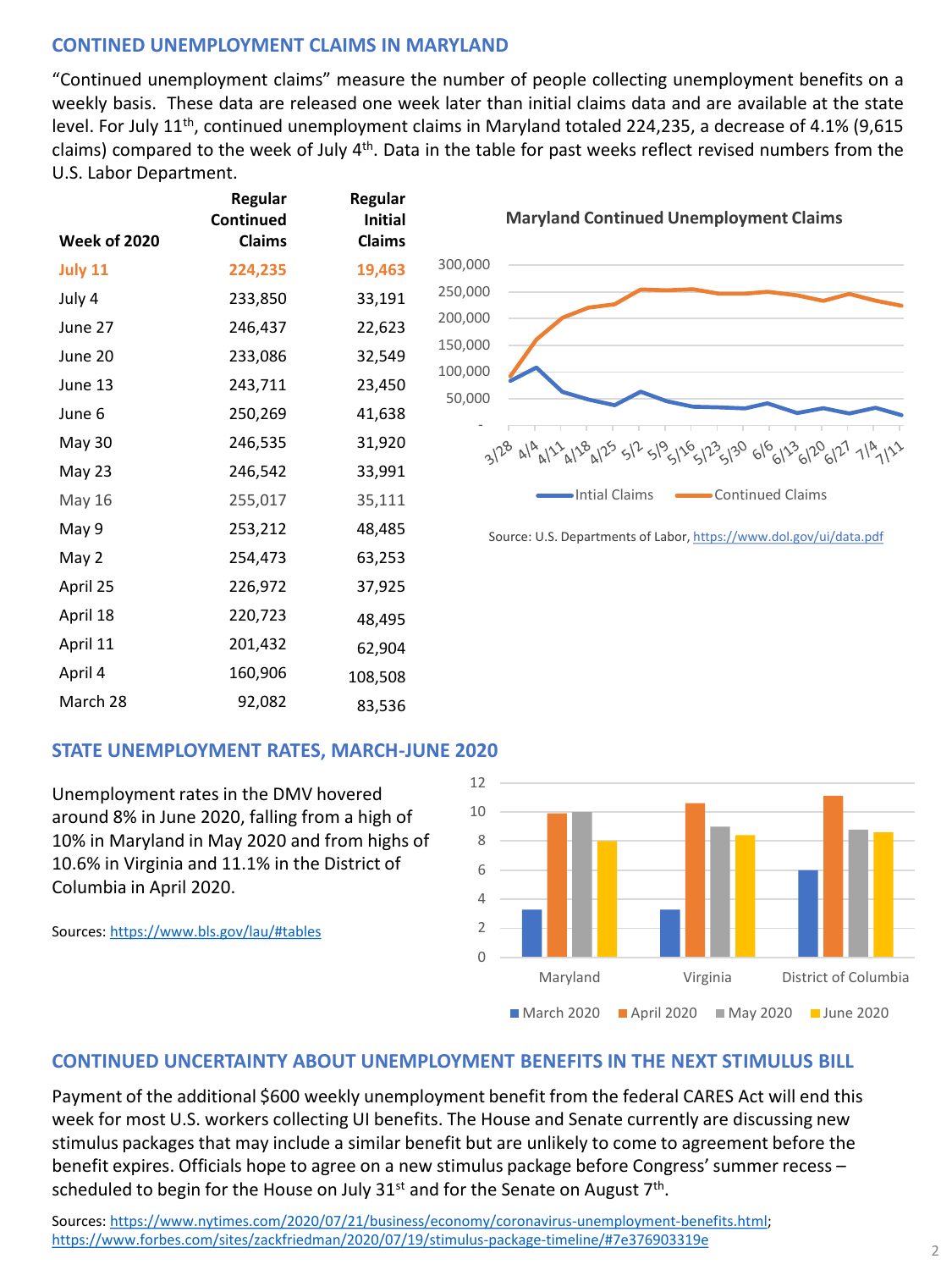## CONTINED UNEMPLOYMENT CLAIMS IN MARYLAND

"Continued unemployment claims" measure the number of people collecting unemployment benefits on a weekly basis. These data are released one week later than initial claims data and are available at the state level. For July 11th, continued unemployment claims in Maryland totaled 224,235, a decrease of 4.1% (9,615 claims) compared to the week of July 4th. Data in the table for past weeks reflect revised numbers from the U.S. Labor Department.

| Week of 2020 | Regular Continued Claims | Regular Initial Claims |
|---|---|---|
| July 11 | 224,235 | 19,463 |
| July 4 | 233,850 | 33,191 |
| June 27 | 246,437 | 22,623 |
| June 20 | 233,086 | 32,549 |
| June 13 | 243,711 | 23,450 |
| June 6 | 250,269 | 41,638 |
| May 30 | 246,535 | 31,920 |
| May 23 | 246,542 | 33,991 |
| May 16 | 255,017 | 35,111 |
| May 9 | 253,212 | 48,485 |
| May 2 | 254,473 | 63,253 |
| April 25 | 226,972 | 37,925 |
| April 18 | 220,723 | 48,495 |
| April 11 | 201,432 | 62,904 |
| April 4 | 160,906 | 108,508 |
| March 28 | 92,082 | 83,536 |

Maryland Continued Unemployment Claims

300,000
250,000
200,000
150,000
100,000
50,000
-

3/28 4/4 4/11 4/18 4/25 5/2 5/9 5/16 5/23 5/30 6/6 6/13 6/20 6/27 7/4 7/11

Intial Claims Continued Claims

Source: U.S. Departments of Labor, https://www.dol.gov/ui/data.pdf

## STATE UNEMPLOYMENT RATES, MARCH-JUNE 2020

Unemployment rates in the DMV hovered around 8% in June 2020, falling from a high of 10% in Maryland in May 2020 and from highs of 10.6% in Virginia and 11.1% in the District of Columbia in April 2020.

Sources: https://www.bls.gov/lau/#tables

12
10
8
6
4
2
0

Maryland Virginia District of Columbia

March 2020 April 2020 May 2020 June 2020

## CONTINUED UNCERTAINTY ABOUT UNEMPLOYMENT BENEFITS IN THE NEXT STIMULUS BILL

Payment of the additional $600 weekly unemployment benefit from the federal CARES Act will end this week for most U.S. workers collecting UI benefits. The House and Senate currently are discussing new stimulus packages that may include a similar benefit but are unlikely to come to agreement before the benefit expires. Officials hope to agree on a new stimulus package before Congress' summer recess – scheduled to begin for the House on July 31st and for the Senate on August 7th.

Sources: https://www.nytimes.com/2020/07/21/business/economy/coronavirus-unemployment-benefits.html; https://www.forbes.com/sites/zackfriedman/2020/07/19/stimulus-package-timeline/#7e376903319e